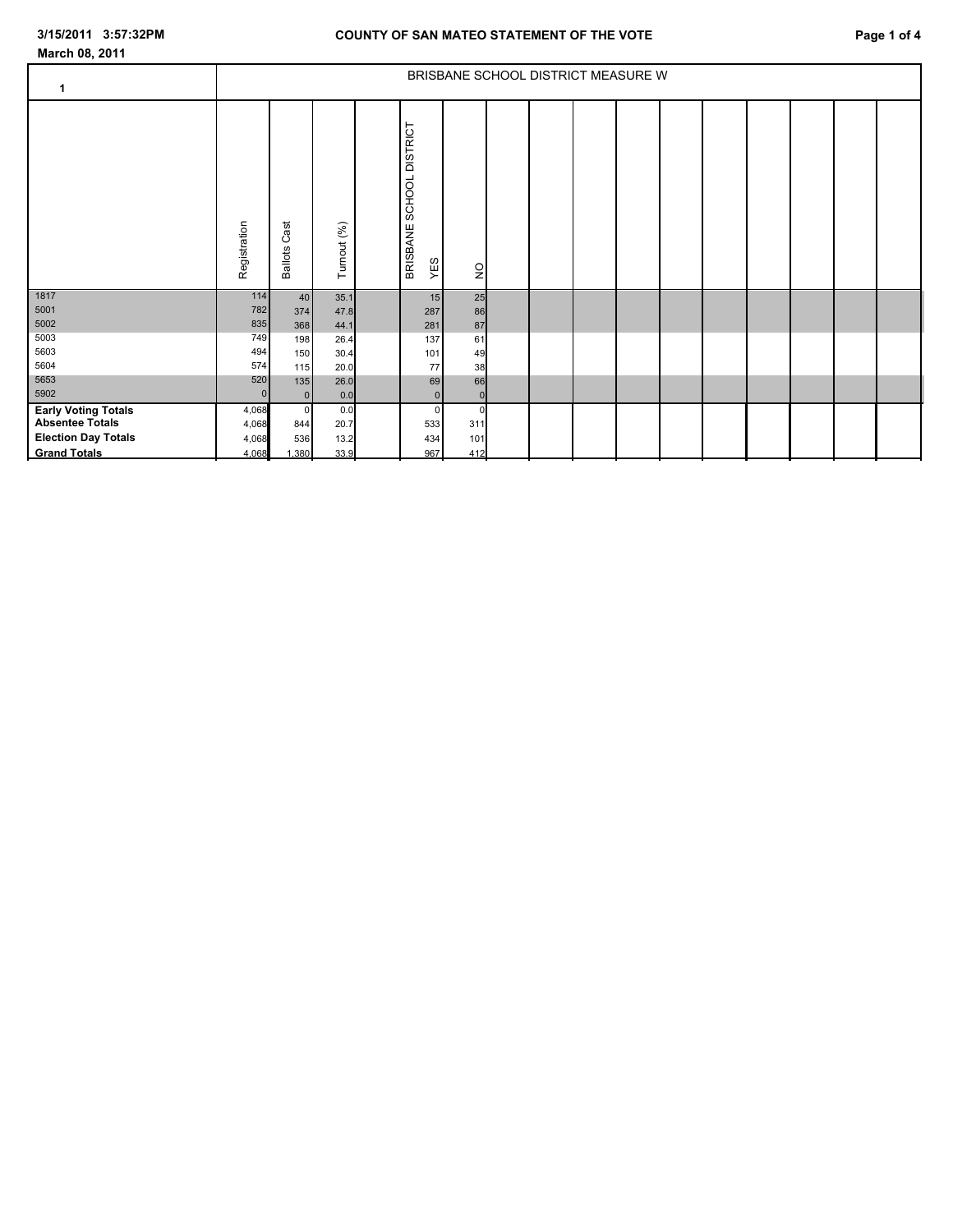March 08, 2011

| 1 | BRISBANE SCHOOL DISTRICT MEASURE W | | | | |
|---|---|---|---|---|---|
| | Registration | Ballots Cast | Turnout (%) | BRISBANE SCHOOL DISTRICT YES | NO |
| 1817 | 114 | 40 | 35.1 | 15 | 25 |
| 5001 | 782 | 374 | 47.8 | 287 | 86 |
| 5002 | 835 | 368 | 44.1 | 281 | 87 |
| 5003 | 749 | 198 | 26.4 | 137 | 61 |
| 5603 | 494 | 150 | 30.4 | 101 | 49 |
| 5604 | 574 | 115 | 20.0 | 77 | 38 |
| 5653 | 520 | 135 | 26.0 | 69 | 66 |
| 5902 | 0 | 0 | 0.0 | 0 | 0 |
| **Early Voting Totals** | 4,068 | 0 | 0.0 | 0 | 0 |
| **Absentee Totals** | 4,068 | 844 | 20.7 | 533 | 311 |
| **Election Day Totals** | 4,068 | 536 | 13.2 | 434 | 101 |
| **Grand Totals** | 4,068 | 1,380 | 33.9 | 967 | 412 |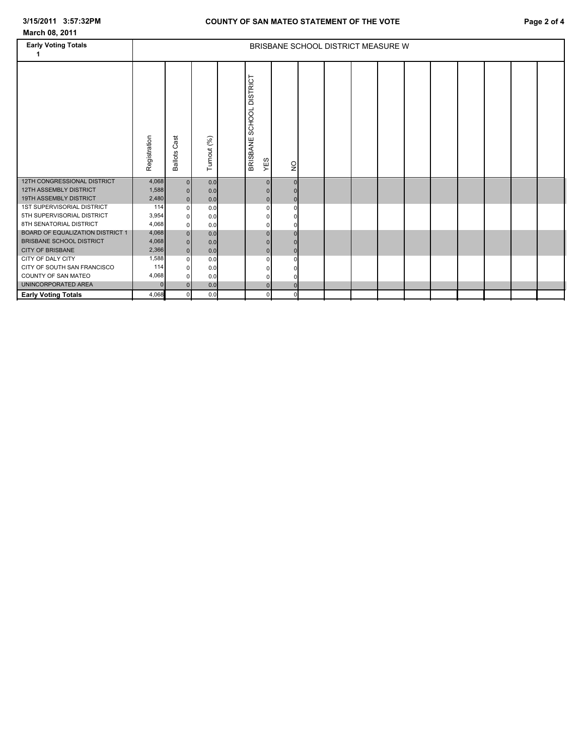**3/15/2011 3:57:32PM**

**March 08, 2011**

## COUNTY OF SAN MATEO STATEMENT OF THE VOTE

| Early Voting Totals 1 | BRISBANE SCHOOL DISTRICT MEASURE W | | | | | |
|---|---|---|---|---|---|---|
| | Registration | Ballots Cast | Turnout (%) | | BRISBANE SCHOOL DISTRICT YES | NO |
| 12TH CONGRESSIONAL DISTRICT | 4,068 | 0 | 0.0 | | 0 | 0 |
| 12TH ASSEMBLY DISTRICT | 1,588 | 0 | 0.0 | | 0 | 0 |
| 19TH ASSEMBLY DISTRICT | 2,480 | 0 | 0.0 | | 0 | 0 |
| 1ST SUPERVISORIAL DISTRICT | 114 | 0 | 0.0 | | 0 | 0 |
| 5TH SUPERVISORIAL DISTRICT | 3,954 | 0 | 0.0 | | 0 | 0 |
| 8TH SENATORIAL DISTRICT | 4,068 | 0 | 0.0 | | 0 | 0 |
| BOARD OF EQUALIZATION DISTRICT 1 | 4,068 | 0 | 0.0 | | 0 | 0 |
| BRISBANE SCHOOL DISTRICT | 4,068 | 0 | 0.0 | | 0 | 0 |
| CITY OF BRISBANE | 2,366 | 0 | 0.0 | | 0 | 0 |
| CITY OF DALY CITY | 1,588 | 0 | 0.0 | | 0 | 0 |
| CITY OF SOUTH SAN FRANCISCO | 114 | 0 | 0.0 | | 0 | 0 |
| COUNTY OF SAN MATEO | 4,068 | 0 | 0.0 | | 0 | 0 |
| UNINCORPORATED AREA | 0 | 0 | 0.0 | | 0 | 0 |
| **Early Voting Totals** | 4,068 | 0 | 0.0 | | 0 | 0 |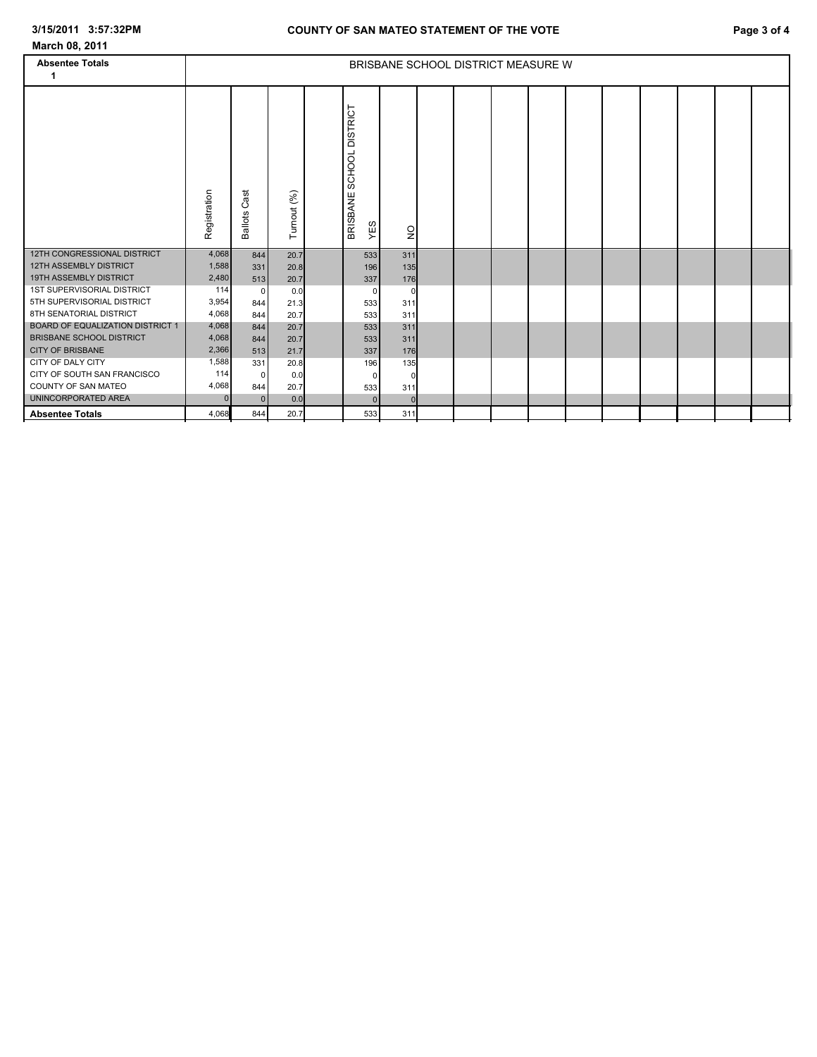**COUNTY OF SAN MATEO STATEMENT OF THE VOTE**

**March 08, 2011**

**Absentee Totals**
**1**

**BRISBANE SCHOOL DISTRICT MEASURE W**

| | Registration | Ballots Cast | Turnout (%) | BRISBANE SCHOOL DISTRICT YES | NO |
|---|---|---|---|---|---|
| 12TH CONGRESSIONAL DISTRICT | 4,068 | 844 | 20.7 | 533 | 311 |
| 12TH ASSEMBLY DISTRICT | 1,588 | 331 | 20.8 | 196 | 135 |
| 19TH ASSEMBLY DISTRICT | 2,480 | 513 | 20.7 | 337 | 176 |
| 1ST SUPERVISORIAL DISTRICT | 114 | 0 | 0.0 | 0 | 0 |
| 5TH SUPERVISORIAL DISTRICT | 3,954 | 844 | 21.3 | 533 | 311 |
| 8TH SENATORIAL DISTRICT | 4,068 | 844 | 20.7 | 533 | 311 |
| BOARD OF EQUALIZATION DISTRICT 1 | 4,068 | 844 | 20.7 | 533 | 311 |
| BRISBANE SCHOOL DISTRICT | 4,068 | 844 | 20.7 | 533 | 311 |
| CITY OF BRISBANE | 2,366 | 513 | 21.7 | 337 | 176 |
| CITY OF DALY CITY | 1,588 | 331 | 20.8 | 196 | 135 |
| CITY OF SOUTH SAN FRANCISCO | 114 | 0 | 0.0 | 0 | 0 |
| COUNTY OF SAN MATEO | 4,068 | 844 | 20.7 | 533 | 311 |
| UNINCORPORATED AREA | 0 | 0 | 0.0 | 0 | 0 |
| **Absentee Totals** | 4,068 | 844 | 20.7 | 533 | 311 |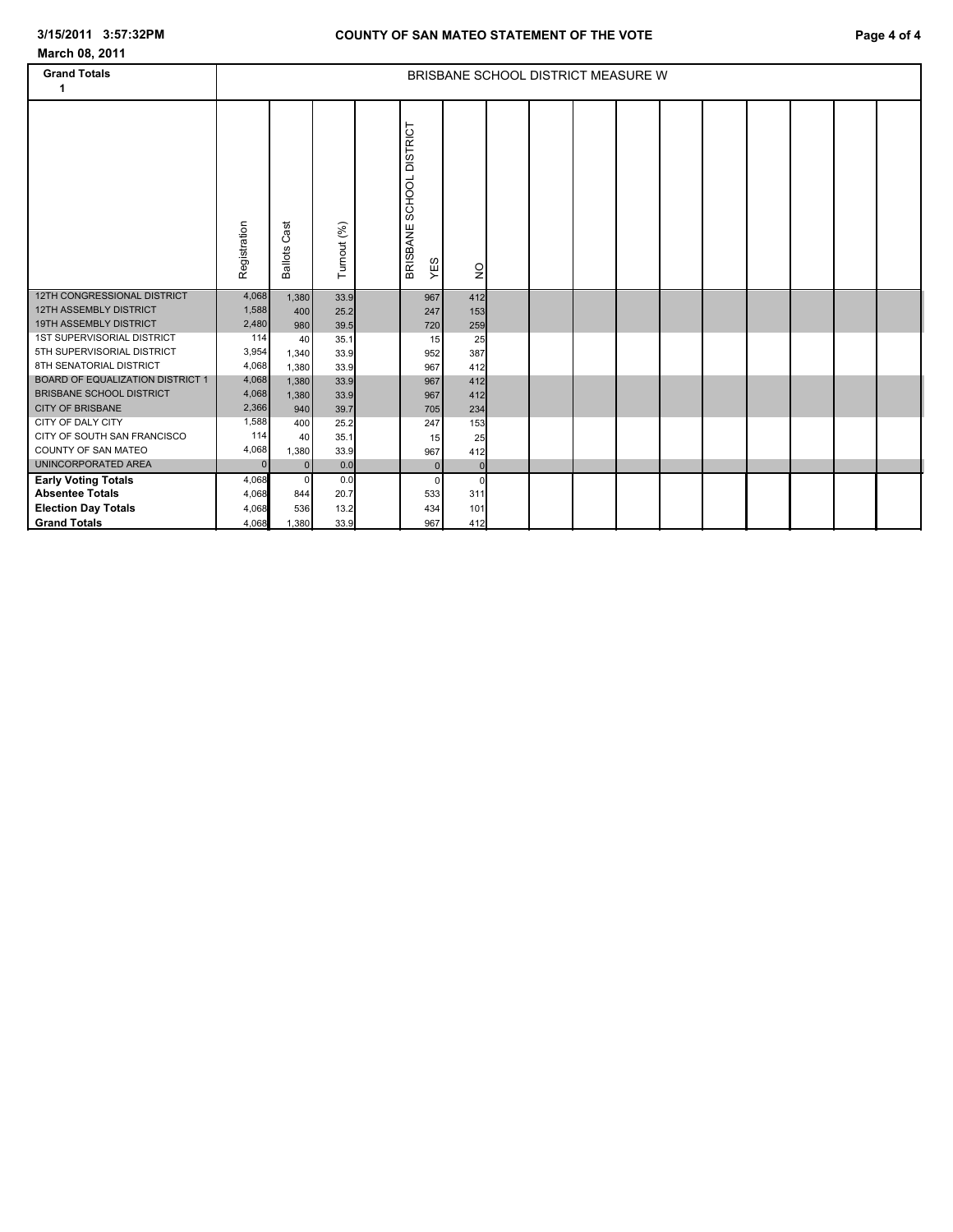March 08, 2011

| Grand Totals 1 | BRISBANE SCHOOL DISTRICT MEASURE W | | | | |
|---|---|---|---|---|---|
| | Registration | Ballots Cast | Turnout (%) | BRISBANE SCHOOL DISTRICT YES | NO |
| 12TH CONGRESSIONAL DISTRICT | 4,068 | 1,380 | 33.9 | 967 | 412 |
| 12TH ASSEMBLY DISTRICT | 1,588 | 400 | 25.2 | 247 | 153 |
| 19TH ASSEMBLY DISTRICT | 2,480 | 980 | 39.5 | 720 | 259 |
| 1ST SUPERVISORIAL DISTRICT | 114 | 40 | 35.1 | 15 | 25 |
| 5TH SUPERVISORIAL DISTRICT | 3,954 | 1,340 | 33.9 | 952 | 387 |
| 8TH SENATORIAL DISTRICT | 4,068 | 1,380 | 33.9 | 967 | 412 |
| BOARD OF EQUALIZATION DISTRICT 1 | 4,068 | 1,380 | 33.9 | 967 | 412 |
| BRISBANE SCHOOL DISTRICT | 4,068 | 1,380 | 33.9 | 967 | 412 |
| CITY OF BRISBANE | 2,366 | 940 | 39.7 | 705 | 234 |
| CITY OF DALY CITY | 1,588 | 400 | 25.2 | 247 | 153 |
| CITY OF SOUTH SAN FRANCISCO | 114 | 40 | 35.1 | 15 | 25 |
| COUNTY OF SAN MATEO | 4,068 | 1,380 | 33.9 | 967 | 412 |
| UNINCORPORATED AREA | 0 | 0 | 0.0 | 0 | 0 |
| **Early Voting Totals** | 4,068 | 0 | 0.0 | 0 | 0 |
| **Absentee Totals** | 4,068 | 844 | 20.7 | 533 | 311 |
| **Election Day Totals** | 4,068 | 536 | 13.2 | 434 | 101 |
| **Grand Totals** | 4,068 | 1,380 | 33.9 | 967 | 412 |